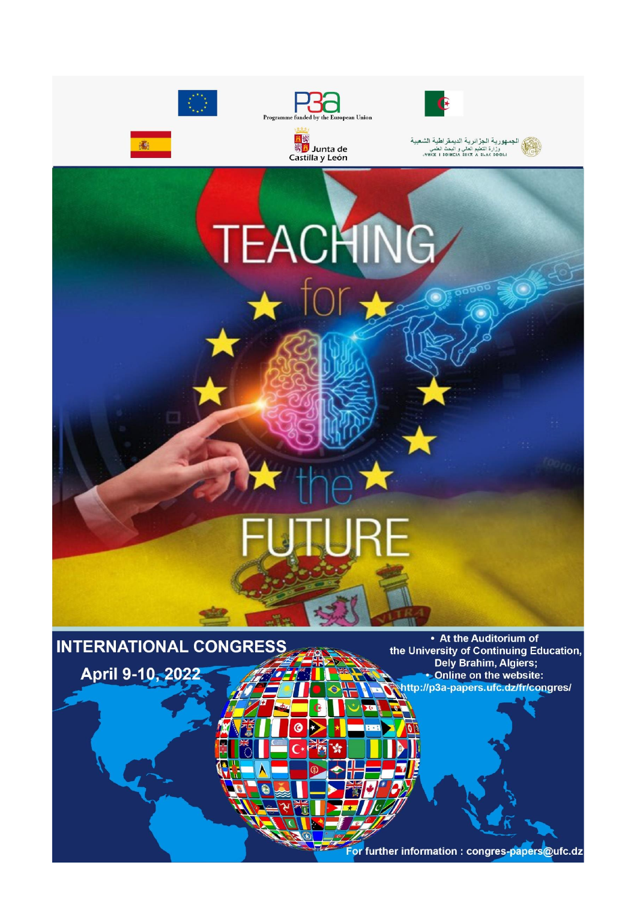Programme funded by the European Union

Junta de Castilla y León

الجمهورية الجزائرية الديمقراطية الشعبية
وزارة التعليم العالي و البحث العلمي

# TEACHING for the FUTURE

## INTERNATIONAL CONGRESS

**April 9-10, 2022**

- At the Auditorium of the University of Continuing Education, Dely Brahim, Algiers;
- Online on the website: http://p3a-papers.ufc.dz/fr/congres/

For further information : congres-papers@ufc.dz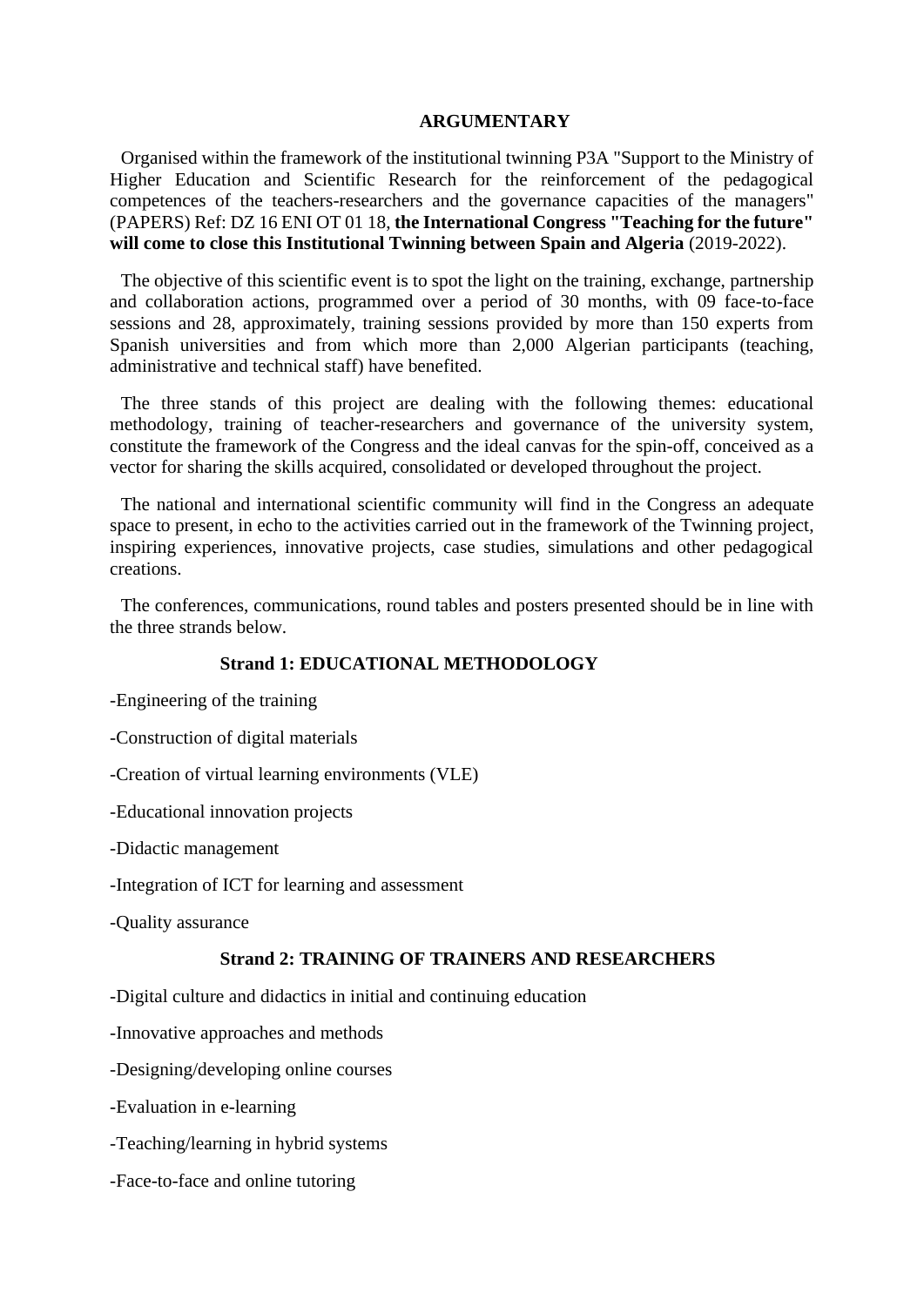## ARGUMENTARY

Organised within the framework of the institutional twinning P3A "Support to the Ministry of Higher Education and Scientific Research for the reinforcement of the pedagogical competences of the teachers-researchers and the governance capacities of the managers" (PAPERS) Ref: DZ 16 ENI OT 01 18, **the International Congress "Teaching for the future" will come to close this Institutional Twinning between Spain and Algeria** (2019-2022).

The objective of this scientific event is to spot the light on the training, exchange, partnership and collaboration actions, programmed over a period of 30 months, with 09 face-to-face sessions and 28, approximately, training sessions provided by more than 150 experts from Spanish universities and from which more than 2,000 Algerian participants (teaching, administrative and technical staff) have benefited.

The three stands of this project are dealing with the following themes: educational methodology, training of teacher-researchers and governance of the university system, constitute the framework of the Congress and the ideal canvas for the spin-off, conceived as a vector for sharing the skills acquired, consolidated or developed throughout the project.

The national and international scientific community will find in the Congress an adequate space to present, in echo to the activities carried out in the framework of the Twinning project, inspiring experiences, innovative projects, case studies, simulations and other pedagogical creations.

The conferences, communications, round tables and posters presented should be in line with the three strands below.

### Strand 1: EDUCATIONAL METHODOLOGY

-Engineering of the training

-Construction of digital materials

-Creation of virtual learning environments (VLE)

-Educational innovation projects

-Didactic management

-Integration of ICT for learning and assessment

-Quality assurance

### Strand 2: TRAINING OF TRAINERS AND RESEARCHERS

-Digital culture and didactics in initial and continuing education

-Innovative approaches and methods

-Designing/developing online courses

-Evaluation in e-learning

-Teaching/learning in hybrid systems

-Face-to-face and online tutoring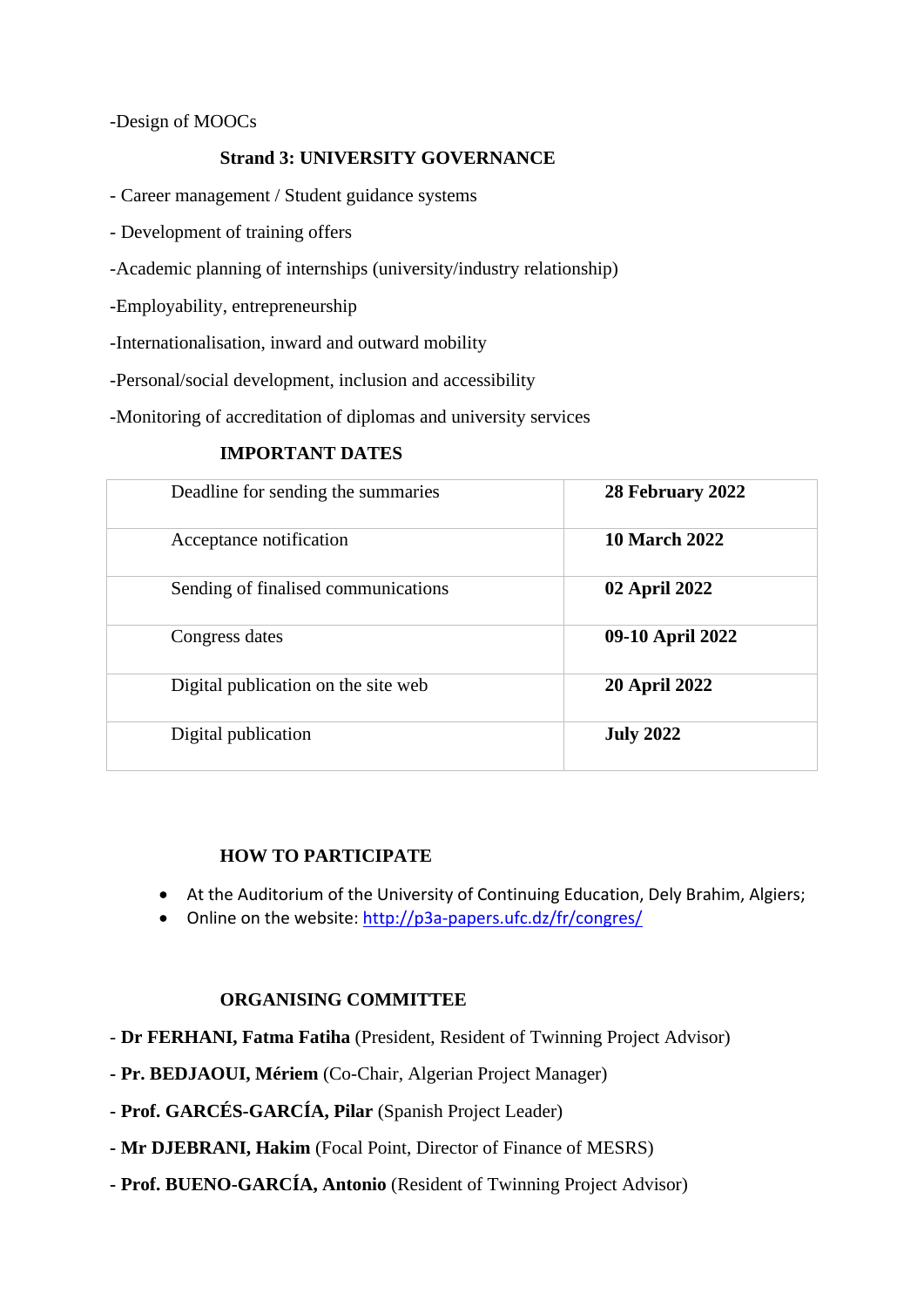-Design of MOOCs

**Strand 3: UNIVERSITY GOVERNANCE**

- Career management / Student guidance systems

- Development of training offers

-Academic planning of internships (university/industry relationship)

-Employability, entrepreneurship

-Internationalisation, inward and outward mobility

-Personal/social development, inclusion and accessibility

-Monitoring of accreditation of diplomas and university services

**IMPORTANT DATES**

| | |
|---|---|
| Deadline for sending the summaries | **28 February 2022** |
| Acceptance notification | **10 March 2022** |
| Sending of finalised communications | **02 April 2022** |
| Congress dates | **09-10 April 2022** |
| Digital publication on the site web | **20 April 2022** |
| Digital publication | **July 2022** |

**HOW TO PARTICIPATE**

- At the Auditorium of the University of Continuing Education, Dely Brahim, Algiers;
- Online on the website: http://p3a-papers.ufc.dz/fr/congres/

**ORGANISING COMMITTEE**

- **Dr FERHANI, Fatma Fatiha** (President, Resident of Twinning Project Advisor)

**- Pr. BEDJAOUI, Mériem** (Co-Chair, Algerian Project Manager)

**- Prof. GARCÉS-GARCÍA, Pilar** (Spanish Project Leader)

**- Mr DJEBRANI, Hakim** (Focal Point, Director of Finance of MESRS)

**- Prof. BUENO-GARCÍA, Antonio** (Resident of Twinning Project Advisor)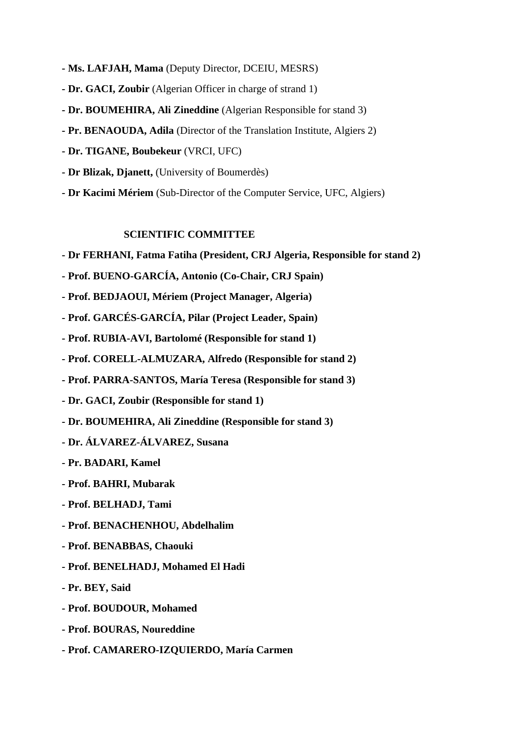- **Ms. LAFJAH, Mama** (Deputy Director, DCEIU, MESRS)
- **Dr. GACI, Zoubir** (Algerian Officer in charge of strand 1)
- **Dr. BOUMEHIRA, Ali Zineddine** (Algerian Responsible for stand 3)
- **Pr. BENAOUDA, Adila** (Director of the Translation Institute, Algiers 2)
- **Dr. TIGANE, Boubekeur** (VRCI, UFC)
- **Dr Blizak, Djanett,** (University of Boumerdès)
- **Dr Kacimi Mériem** (Sub-Director of the Computer Service, UFC, Algiers)

## SCIENTIFIC COMMITTEE

- **Dr FERHANI, Fatma Fatiha (President, CRJ Algeria, Responsible for stand 2)**
- **Prof. BUENO-GARCÍA, Antonio (Co-Chair, CRJ Spain)**
- **Prof. BEDJAOUI, Mériem (Project Manager, Algeria)**
- **Prof. GARCÉS-GARCÍA, Pilar (Project Leader, Spain)**
- **Prof. RUBIA-AVI, Bartolomé (Responsible for stand 1)**
- **Prof. CORELL-ALMUZARA, Alfredo (Responsible for stand 2)**
- **Prof. PARRA-SANTOS, María Teresa (Responsible for stand 3)**
- **Dr. GACI, Zoubir (Responsible for stand 1)**
- **Dr. BOUMEHIRA, Ali Zineddine (Responsible for stand 3)**
- **Dr. ÁLVAREZ-ÁLVAREZ, Susana**
- **Pr. BADARI, Kamel**
- **Prof. BAHRI, Mubarak**
- **Prof. BELHADJ, Tami**
- **Prof. BENACHENHOU, Abdelhalim**
- **Prof. BENABBAS, Chaouki**
- **Prof. BENELHADJ, Mohamed El Hadi**
- **Pr. BEY, Said**
- **Prof. BOUDOUR, Mohamed**
- **Prof. BOURAS, Noureddine**
- **Prof. CAMARERO-IZQUIERDO, María Carmen**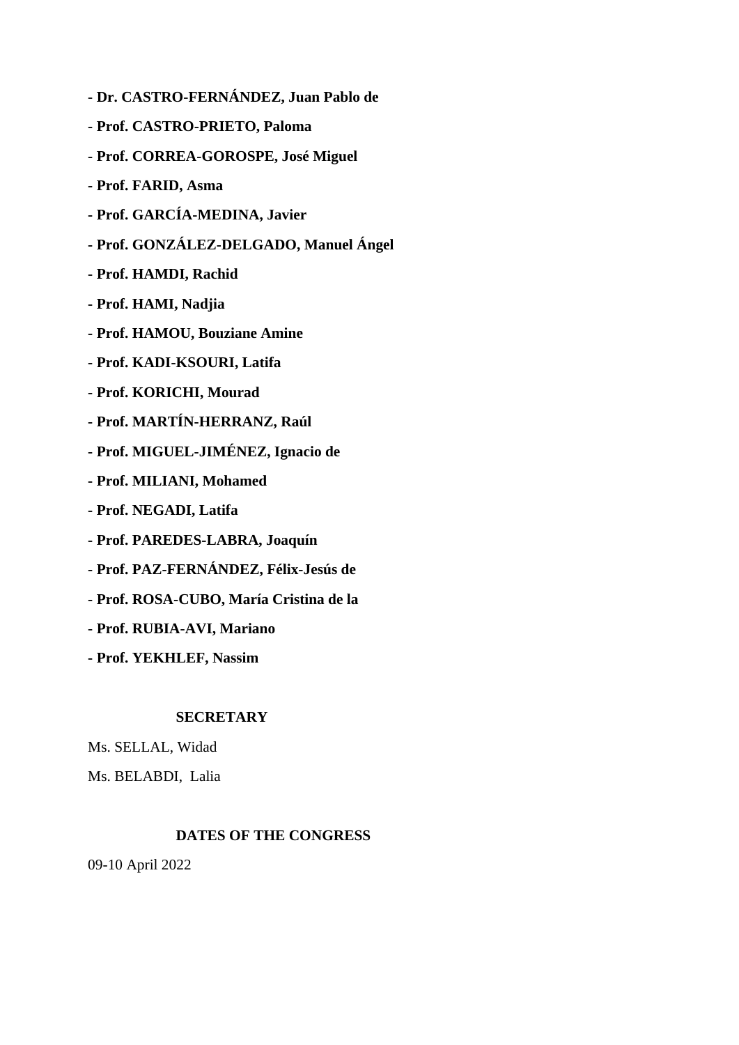**- Dr. CASTRO-FERNÁNDEZ, Juan Pablo de**

**- Prof. CASTRO-PRIETO, Paloma**

**- Prof. CORREA-GOROSPE, José Miguel**

**- Prof. FARID, Asma**

**- Prof. GARCÍA-MEDINA, Javier**

**- Prof. GONZÁLEZ-DELGADO, Manuel Ángel**

**- Prof. HAMDI, Rachid**

**- Prof. HAMI, Nadjia**

**- Prof. HAMOU, Bouziane Amine**

**- Prof. KADI-KSOURI, Latifa**

**- Prof. KORICHI, Mourad**

**- Prof. MARTÍN-HERRANZ, Raúl**

**- Prof. MIGUEL-JIMÉNEZ, Ignacio de**

**- Prof. MILIANI, Mohamed**

**- Prof. NEGADI, Latifa**

**- Prof. PAREDES-LABRA, Joaquín**

**- Prof. PAZ-FERNÁNDEZ, Félix-Jesús de**

**- Prof. ROSA-CUBO, María Cristina de la**

**- Prof. RUBIA-AVI, Mariano**

**- Prof. YEKHLEF, Nassim**

**SECRETARY**

Ms. SELLAL, Widad

Ms. BELABDI, Lalia

**DATES OF THE CONGRESS**

09-10 April 2022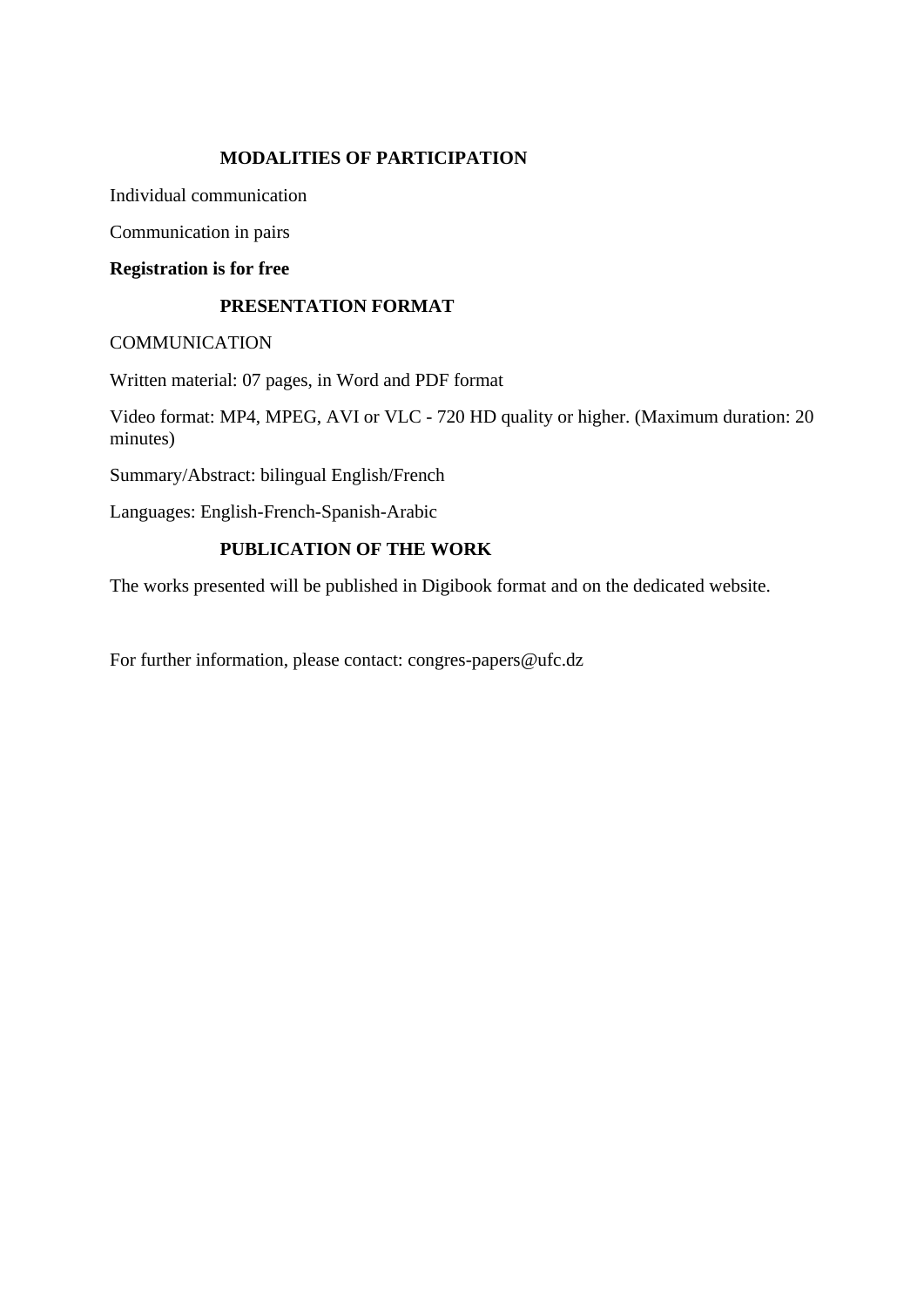## MODALITIES OF PARTICIPATION

Individual communication

Communication in pairs

**Registration is for free**

## PRESENTATION FORMAT

COMMUNICATION

Written material: 07 pages, in Word and PDF format

Video format: MP4, MPEG, AVI or VLC - 720 HD quality or higher. (Maximum duration: 20 minutes)

Summary/Abstract: bilingual English/French

Languages: English-French-Spanish-Arabic

## PUBLICATION OF THE WORK

The works presented will be published in Digibook format and on the dedicated website.

For further information, please contact: congres-papers@ufc.dz